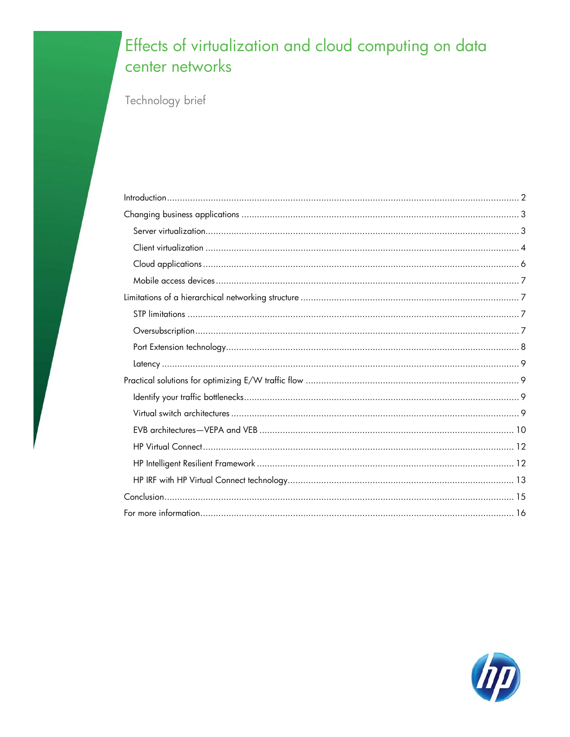# Effects of virtualization and cloud computing on data center networks

Technology brief

- Introduction ........ 2
- Changing business applications ........ 3
  - Server virtualization ........ 3
  - Client virtualization ........ 4
  - Cloud applications ........ 6
  - Mobile access devices ........ 7
- Limitations of a hierarchical networking structure ........ 7
  - STP limitations ........ 7
  - Oversubscription ........ 7
  - Port Extension technology ........ 8
  - Latency ........ 9
- Practical solutions for optimizing E/W traffic flow ........ 9
  - Identify your traffic bottlenecks ........ 9
  - Virtual switch architectures ........ 9
  - EVB architectures—VEPA and VEB ........ 10
  - HP Virtual Connect ........ 12
  - HP Intelligent Resilient Framework ........ 12
  - HP IRF with HP Virtual Connect technology ........ 13
- Conclusion ........ 15
- For more information ........ 16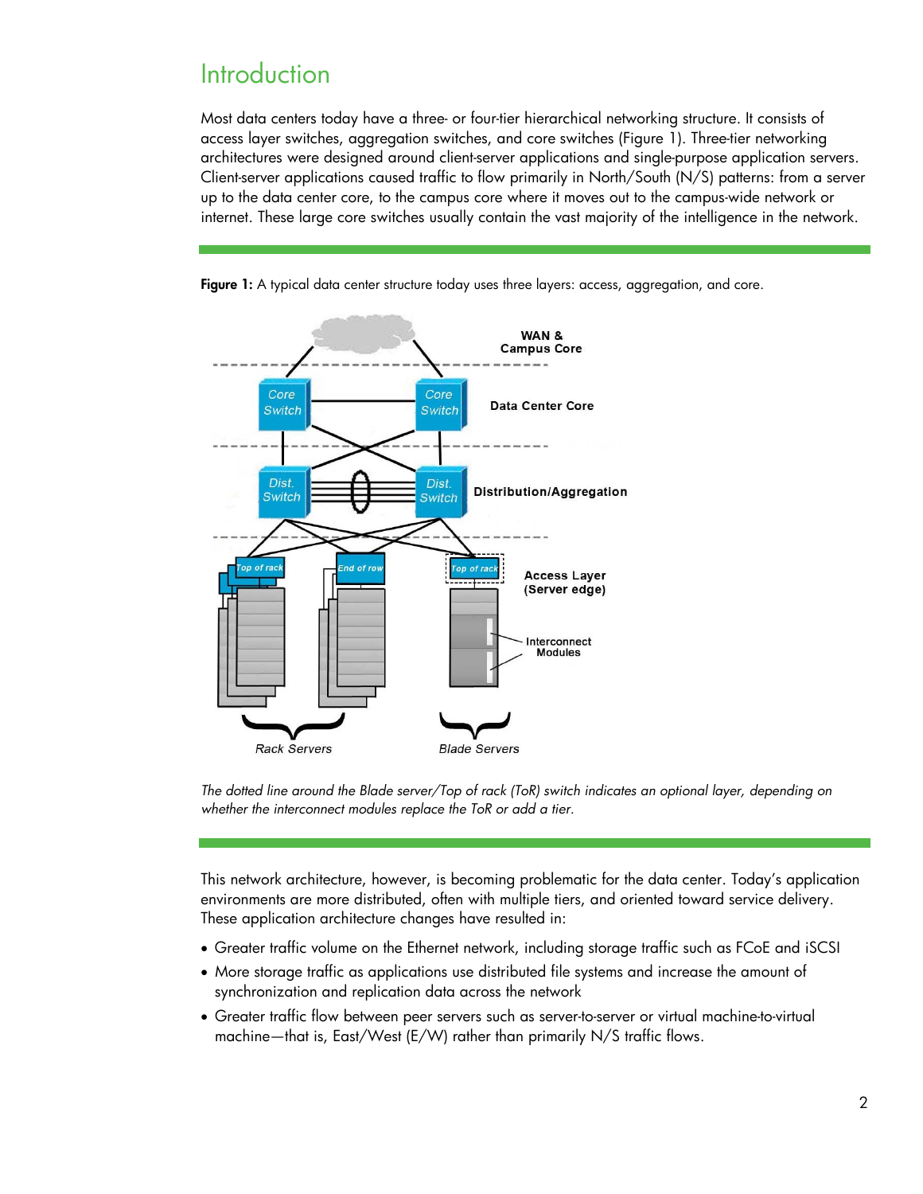# Introduction

Most data centers today have a three- or four-tier hierarchical networking structure. It consists of access layer switches, aggregation switches, and core switches (Figure 1). Three-tier networking architectures were designed around client-server applications and single-purpose application servers. Client-server applications caused traffic to flow primarily in North/South (N/S) patterns: from a server up to the data center core, to the campus core where it moves out to the campus-wide network or internet. These large core switches usually contain the vast majority of the intelligence in the network.

**Figure 1:** A typical data center structure today uses three layers: access, aggregation, and core.

*The dotted line around the Blade server/Top of rack (ToR) switch indicates an optional layer, depending on whether the interconnect modules replace the ToR or add a tier.*

This network architecture, however, is becoming problematic for the data center. Today's application environments are more distributed, often with multiple tiers, and oriented toward service delivery. These application architecture changes have resulted in:

- Greater traffic volume on the Ethernet network, including storage traffic such as FCoE and iSCSI
- More storage traffic as applications use distributed file systems and increase the amount of synchronization and replication data across the network
- Greater traffic flow between peer servers such as server-to-server or virtual machine-to-virtual machine—that is, East/West (E/W) rather than primarily N/S traffic flows.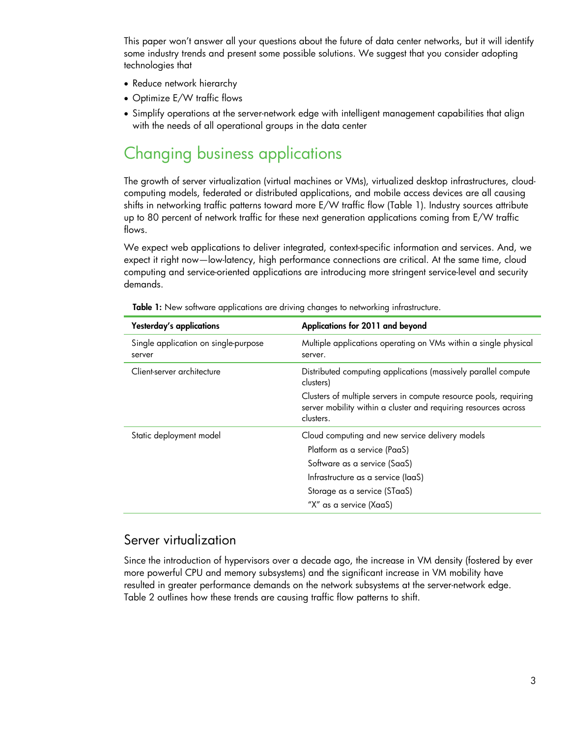This paper won't answer all your questions about the future of data center networks, but it will identify some industry trends and present some possible solutions. We suggest that you consider adopting technologies that

- Reduce network hierarchy
- Optimize E/W traffic flows
- Simplify operations at the server-network edge with intelligent management capabilities that align with the needs of all operational groups in the data center

# Changing business applications

The growth of server virtualization (virtual machines or VMs), virtualized desktop infrastructures, cloud-computing models, federated or distributed applications, and mobile access devices are all causing shifts in networking traffic patterns toward more E/W traffic flow (Table 1). Industry sources attribute up to 80 percent of network traffic for these next generation applications coming from E/W traffic flows.

We expect web applications to deliver integrated, context-specific information and services. And, we expect it right now—low-latency, high performance connections are critical. At the same time, cloud computing and service-oriented applications are introducing more stringent service-level and security demands.

**Table 1:** New software applications are driving changes to networking infrastructure.

| Yesterday's applications | Applications for 2011 and beyond |
|---|---|
| Single application on single-purpose server | Multiple applications operating on VMs within a single physical server. |
| Client-server architecture | Distributed computing applications (massively parallel compute clusters)<br><br>Clusters of multiple servers in compute resource pools, requiring server mobility within a cluster and requiring resources across clusters. |
| Static deployment model | Cloud computing and new service delivery models<br>Platform as a service (PaaS)<br>Software as a service (SaaS)<br>Infrastructure as a service (IaaS)<br>Storage as a service (STaaS)<br>"X" as a service (XaaS) |

## Server virtualization

Since the introduction of hypervisors over a decade ago, the increase in VM density (fostered by ever more powerful CPU and memory subsystems) and the significant increase in VM mobility have resulted in greater performance demands on the network subsystems at the server-network edge. Table 2 outlines how these trends are causing traffic flow patterns to shift.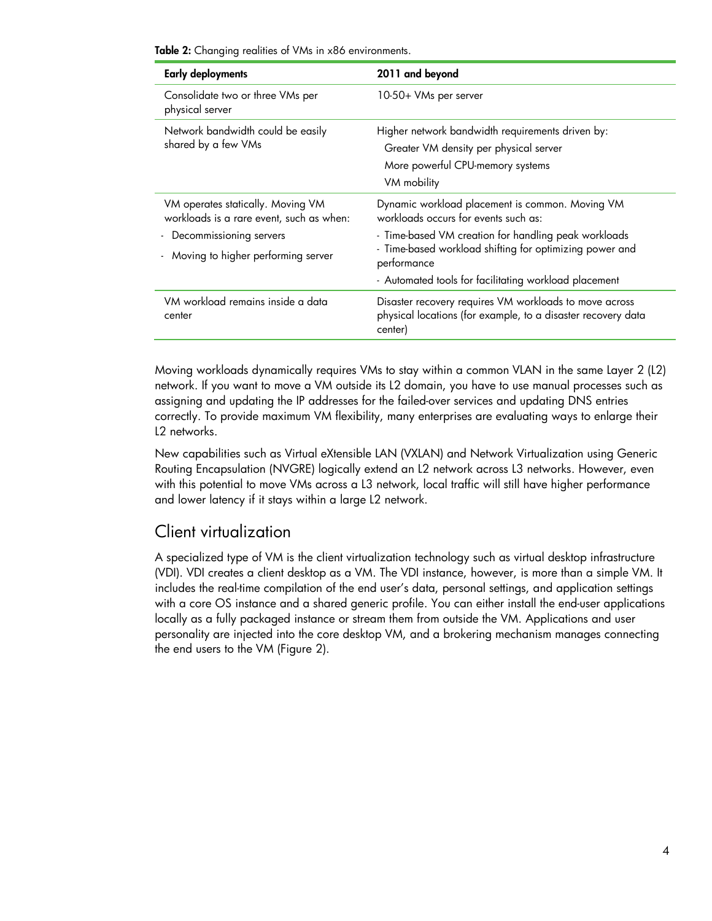**Table 2:** Changing realities of VMs in x86 environments.

| Early deployments | 2011 and beyond |
| --- | --- |
| Consolidate two or three VMs per physical server | 10-50+ VMs per server |
| Network bandwidth could be easily shared by a few VMs | Higher network bandwidth requirements driven by:<br>Greater VM density per physical server<br>More powerful CPU-memory systems<br>VM mobility |
| VM operates statically. Moving VM workloads is a rare event, such as when:<br>- Decommissioning servers<br>- Moving to higher performing server | Dynamic workload placement is common. Moving VM workloads occurs for events such as:<br>- Time-based VM creation for handling peak workloads<br>- Time-based workload shifting for optimizing power and performance<br>- Automated tools for facilitating workload placement |
| VM workload remains inside a data center | Disaster recovery requires VM workloads to move across physical locations (for example, to a disaster recovery data center) |

Moving workloads dynamically requires VMs to stay within a common VLAN in the same Layer 2 (L2) network. If you want to move a VM outside its L2 domain, you have to use manual processes such as assigning and updating the IP addresses for the failed-over services and updating DNS entries correctly. To provide maximum VM flexibility, many enterprises are evaluating ways to enlarge their L2 networks.

New capabilities such as Virtual eXtensible LAN (VXLAN) and Network Virtualization using Generic Routing Encapsulation (NVGRE) logically extend an L2 network across L3 networks. However, even with this potential to move VMs across a L3 network, local traffic will still have higher performance and lower latency if it stays within a large L2 network.

## Client virtualization

A specialized type of VM is the client virtualization technology such as virtual desktop infrastructure (VDI). VDI creates a client desktop as a VM. The VDI instance, however, is more than a simple VM. It includes the real-time compilation of the end user's data, personal settings, and application settings with a core OS instance and a shared generic profile. You can either install the end-user applications locally as a fully packaged instance or stream them from outside the VM. Applications and user personality are injected into the core desktop VM, and a brokering mechanism manages connecting the end users to the VM (Figure 2).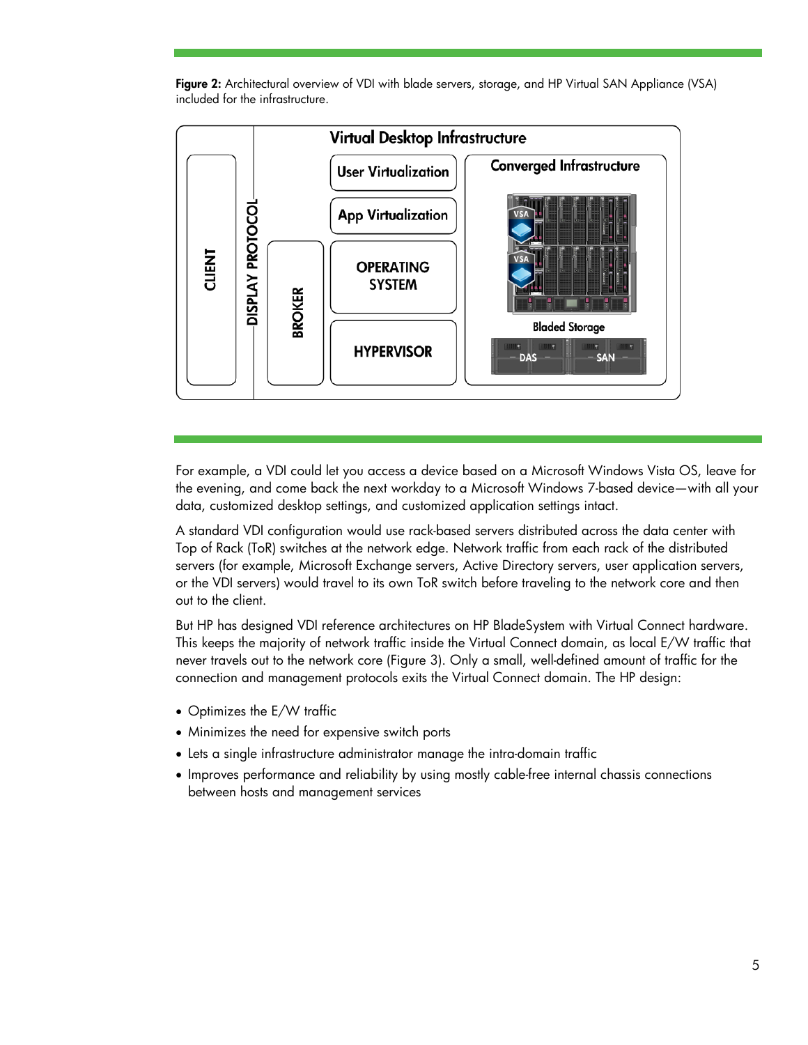**Figure 2:** Architectural overview of VDI with blade servers, storage, and HP Virtual SAN Appliance (VSA) included for the infrastructure.

For example, a VDI could let you access a device based on a Microsoft Windows Vista OS, leave for the evening, and come back the next workday to a Microsoft Windows 7-based device—with all your data, customized desktop settings, and customized application settings intact.

A standard VDI configuration would use rack-based servers distributed across the data center with Top of Rack (ToR) switches at the network edge. Network traffic from each rack of the distributed servers (for example, Microsoft Exchange servers, Active Directory servers, user application servers, or the VDI servers) would travel to its own ToR switch before traveling to the network core and then out to the client.

But HP has designed VDI reference architectures on HP BladeSystem with Virtual Connect hardware. This keeps the majority of network traffic inside the Virtual Connect domain, as local E/W traffic that never travels out to the network core (Figure 3). Only a small, well-defined amount of traffic for the connection and management protocols exits the Virtual Connect domain. The HP design:

- Optimizes the E/W traffic
- Minimizes the need for expensive switch ports
- Lets a single infrastructure administrator manage the intra-domain traffic
- Improves performance and reliability by using mostly cable-free internal chassis connections between hosts and management services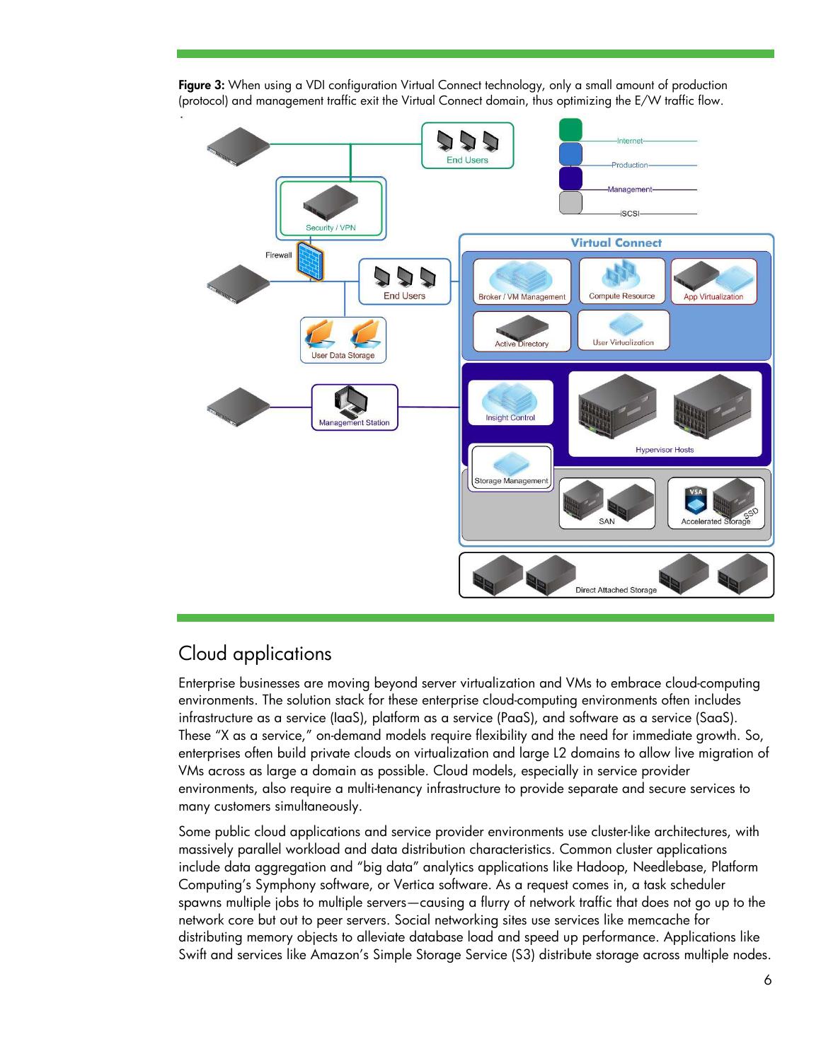**Figure 3:** When using a VDI configuration Virtual Connect technology, only a small amount of production (protocol) and management traffic exit the Virtual Connect domain, thus optimizing the E/W traffic flow.

## Cloud applications

Enterprise businesses are moving beyond server virtualization and VMs to embrace cloud-computing environments. The solution stack for these enterprise cloud-computing environments often includes infrastructure as a service (IaaS), platform as a service (PaaS), and software as a service (SaaS). These "X as a service," on-demand models require flexibility and the need for immediate growth. So, enterprises often build private clouds on virtualization and large L2 domains to allow live migration of VMs across as large a domain as possible. Cloud models, especially in service provider environments, also require a multi-tenancy infrastructure to provide separate and secure services to many customers simultaneously.

Some public cloud applications and service provider environments use cluster-like architectures, with massively parallel workload and data distribution characteristics. Common cluster applications include data aggregation and "big data" analytics applications like Hadoop, Needlebase, Platform Computing's Symphony software, or Vertica software. As a request comes in, a task scheduler spawns multiple jobs to multiple servers—causing a flurry of network traffic that does not go up to the network core but out to peer servers. Social networking sites use services like memcache for distributing memory objects to alleviate database load and speed up performance. Applications like Swift and services like Amazon's Simple Storage Service (S3) distribute storage across multiple nodes.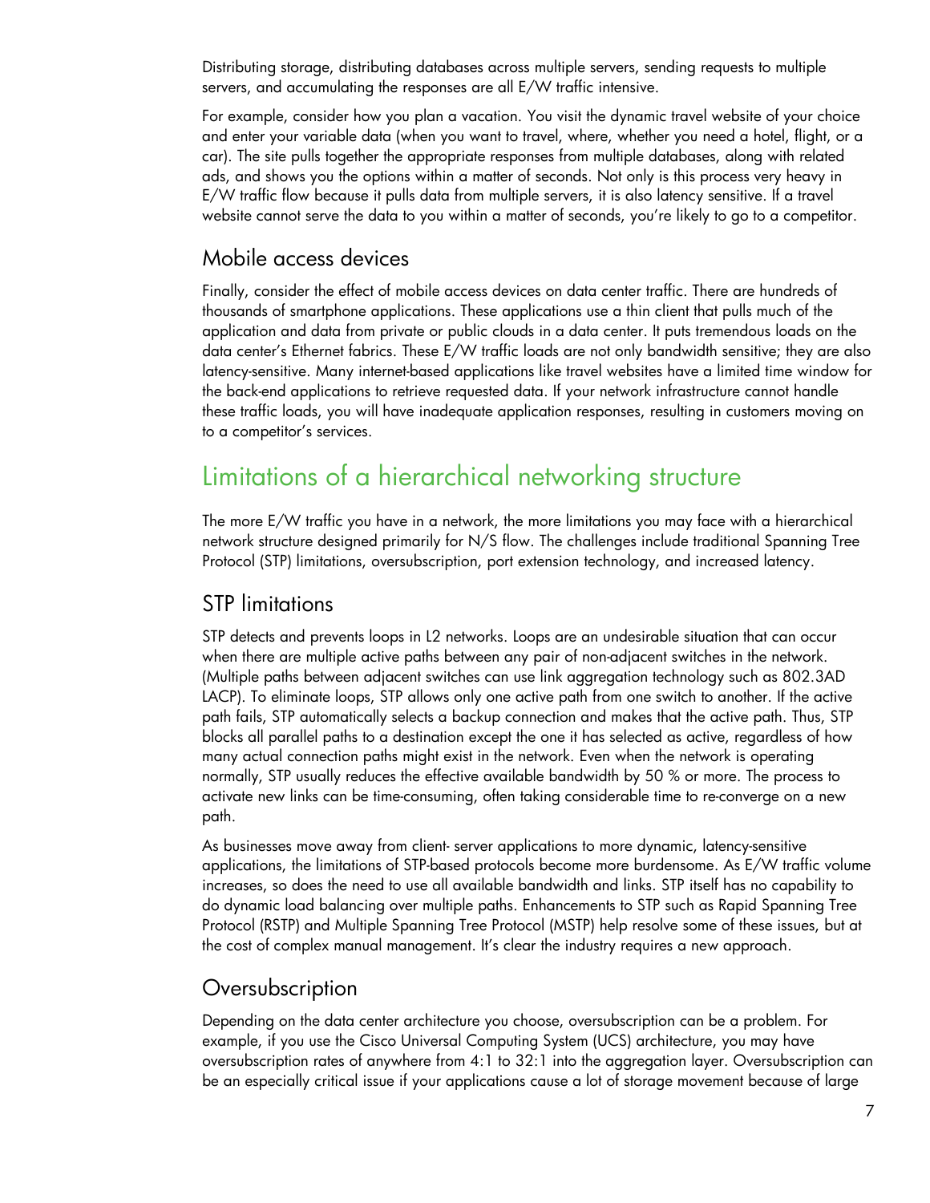Distributing storage, distributing databases across multiple servers, sending requests to multiple servers, and accumulating the responses are all E/W traffic intensive.

For example, consider how you plan a vacation. You visit the dynamic travel website of your choice and enter your variable data (when you want to travel, where, whether you need a hotel, flight, or a car). The site pulls together the appropriate responses from multiple databases, along with related ads, and shows you the options within a matter of seconds. Not only is this process very heavy in E/W traffic flow because it pulls data from multiple servers, it is also latency sensitive. If a travel website cannot serve the data to you within a matter of seconds, you're likely to go to a competitor.

## Mobile access devices

Finally, consider the effect of mobile access devices on data center traffic. There are hundreds of thousands of smartphone applications. These applications use a thin client that pulls much of the application and data from private or public clouds in a data center. It puts tremendous loads on the data center's Ethernet fabrics. These E/W traffic loads are not only bandwidth sensitive; they are also latency-sensitive. Many internet-based applications like travel websites have a limited time window for the back-end applications to retrieve requested data. If your network infrastructure cannot handle these traffic loads, you will have inadequate application responses, resulting in customers moving on to a competitor's services.

# Limitations of a hierarchical networking structure

The more E/W traffic you have in a network, the more limitations you may face with a hierarchical network structure designed primarily for N/S flow. The challenges include traditional Spanning Tree Protocol (STP) limitations, oversubscription, port extension technology, and increased latency.

## STP limitations

STP detects and prevents loops in L2 networks. Loops are an undesirable situation that can occur when there are multiple active paths between any pair of non-adjacent switches in the network. (Multiple paths between adjacent switches can use link aggregation technology such as 802.3AD LACP). To eliminate loops, STP allows only one active path from one switch to another. If the active path fails, STP automatically selects a backup connection and makes that the active path. Thus, STP blocks all parallel paths to a destination except the one it has selected as active, regardless of how many actual connection paths might exist in the network. Even when the network is operating normally, STP usually reduces the effective available bandwidth by 50 % or more. The process to activate new links can be time-consuming, often taking considerable time to re-converge on a new path.

As businesses move away from client- server applications to more dynamic, latency-sensitive applications, the limitations of STP-based protocols become more burdensome. As E/W traffic volume increases, so does the need to use all available bandwidth and links. STP itself has no capability to do dynamic load balancing over multiple paths. Enhancements to STP such as Rapid Spanning Tree Protocol (RSTP) and Multiple Spanning Tree Protocol (MSTP) help resolve some of these issues, but at the cost of complex manual management. It's clear the industry requires a new approach.

## Oversubscription

Depending on the data center architecture you choose, oversubscription can be a problem. For example, if you use the Cisco Universal Computing System (UCS) architecture, you may have oversubscription rates of anywhere from 4:1 to 32:1 into the aggregation layer. Oversubscription can be an especially critical issue if your applications cause a lot of storage movement because of large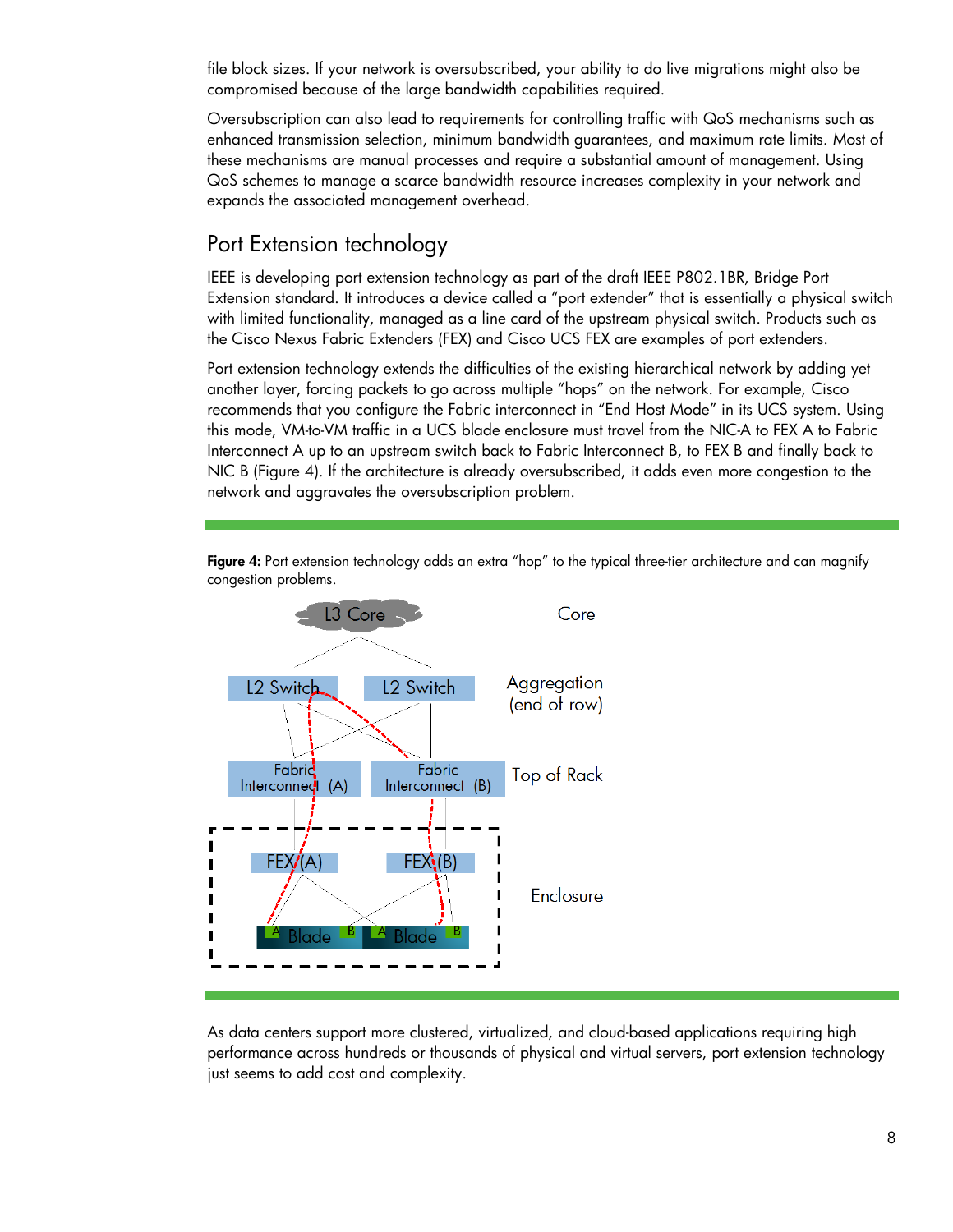file block sizes. If your network is oversubscribed, your ability to do live migrations might also be compromised because of the large bandwidth capabilities required.

Oversubscription can also lead to requirements for controlling traffic with QoS mechanisms such as enhanced transmission selection, minimum bandwidth guarantees, and maximum rate limits. Most of these mechanisms are manual processes and require a substantial amount of management. Using QoS schemes to manage a scarce bandwidth resource increases complexity in your network and expands the associated management overhead.

## Port Extension technology

IEEE is developing port extension technology as part of the draft IEEE P802.1BR, Bridge Port Extension standard. It introduces a device called a "port extender" that is essentially a physical switch with limited functionality, managed as a line card of the upstream physical switch. Products such as the Cisco Nexus Fabric Extenders (FEX) and Cisco UCS FEX are examples of port extenders.

Port extension technology extends the difficulties of the existing hierarchical network by adding yet another layer, forcing packets to go across multiple "hops" on the network. For example, Cisco recommends that you configure the Fabric interconnect in "End Host Mode" in its UCS system. Using this mode, VM-to-VM traffic in a UCS blade enclosure must travel from the NIC-A to FEX A to Fabric Interconnect A up to an upstream switch back to Fabric Interconnect B, to FEX B and finally back to NIC B (Figure 4). If the architecture is already oversubscribed, it adds even more congestion to the network and aggravates the oversubscription problem.

**Figure 4:** Port extension technology adds an extra "hop" to the typical three-tier architecture and can magnify congestion problems.

As data centers support more clustered, virtualized, and cloud-based applications requiring high performance across hundreds or thousands of physical and virtual servers, port extension technology just seems to add cost and complexity.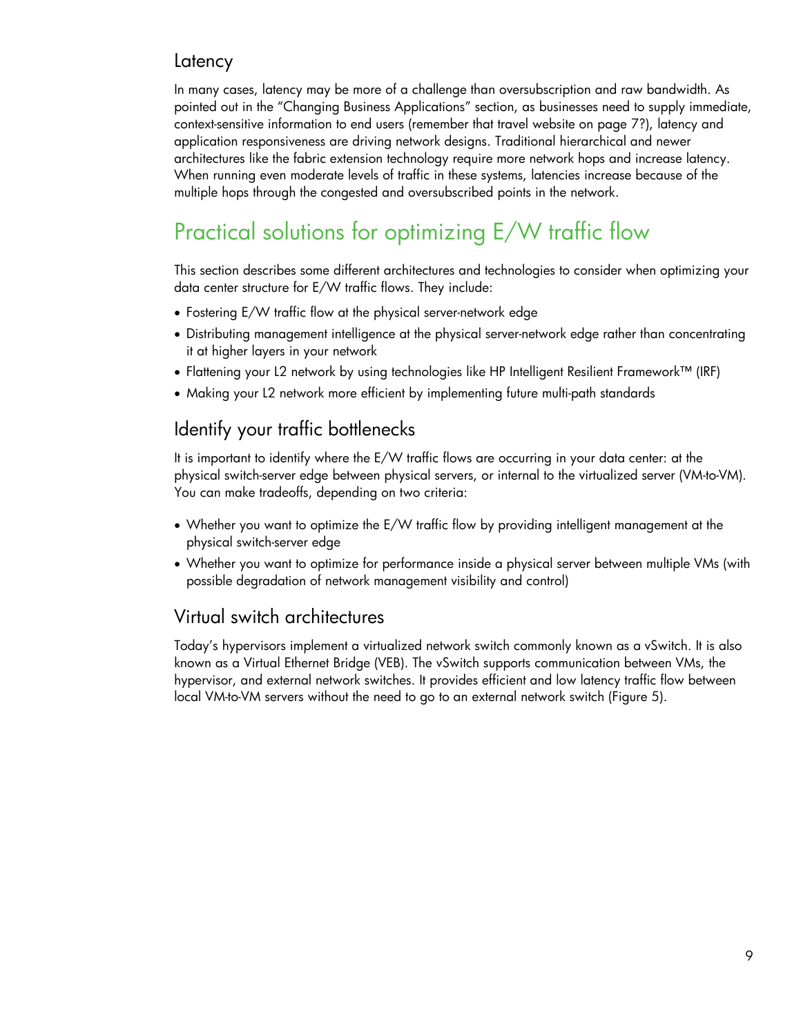## Latency

In many cases, latency may be more of a challenge than oversubscription and raw bandwidth. As pointed out in the "Changing Business Applications" section, as businesses need to supply immediate, context-sensitive information to end users (remember that travel website on page 7?), latency and application responsiveness are driving network designs. Traditional hierarchical and newer architectures like the fabric extension technology require more network hops and increase latency. When running even moderate levels of traffic in these systems, latencies increase because of the multiple hops through the congested and oversubscribed points in the network.

# Practical solutions for optimizing E/W traffic flow

This section describes some different architectures and technologies to consider when optimizing your data center structure for E/W traffic flows. They include:

- Fostering E/W traffic flow at the physical server-network edge
- Distributing management intelligence at the physical server-network edge rather than concentrating it at higher layers in your network
- Flattening your L2 network by using technologies like HP Intelligent Resilient Framework™ (IRF)
- Making your L2 network more efficient by implementing future multi-path standards

## Identify your traffic bottlenecks

It is important to identify where the E/W traffic flows are occurring in your data center: at the physical switch-server edge between physical servers, or internal to the virtualized server (VM-to-VM). You can make tradeoffs, depending on two criteria:

- Whether you want to optimize the E/W traffic flow by providing intelligent management at the physical switch-server edge
- Whether you want to optimize for performance inside a physical server between multiple VMs (with possible degradation of network management visibility and control)

## Virtual switch architectures

Today's hypervisors implement a virtualized network switch commonly known as a vSwitch. It is also known as a Virtual Ethernet Bridge (VEB). The vSwitch supports communication between VMs, the hypervisor, and external network switches. It provides efficient and low latency traffic flow between local VM-to-VM servers without the need to go to an external network switch (Figure 5).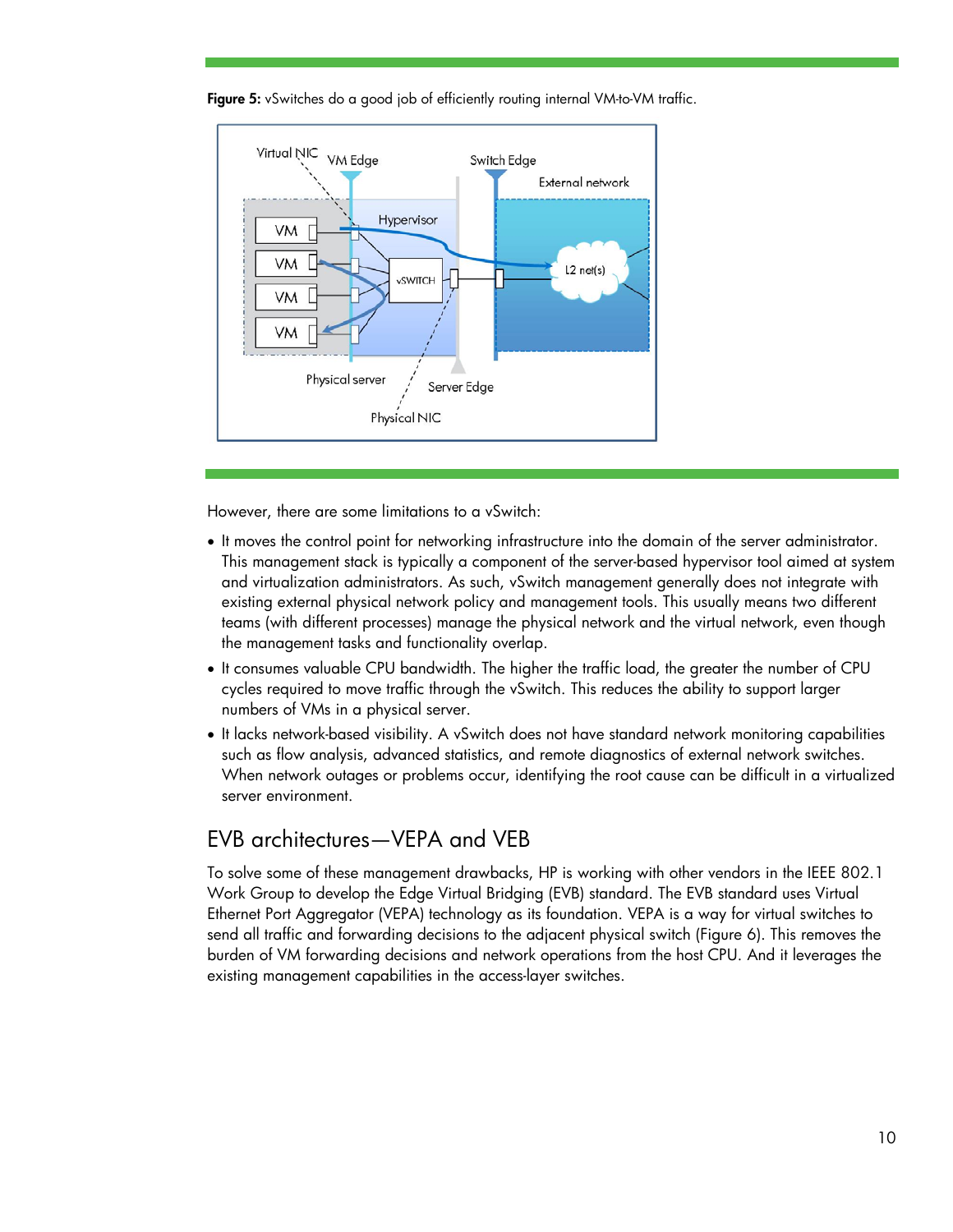**Figure 5:** vSwitches do a good job of efficiently routing internal VM-to-VM traffic.

However, there are some limitations to a vSwitch:

- It moves the control point for networking infrastructure into the domain of the server administrator. This management stack is typically a component of the server-based hypervisor tool aimed at system and virtualization administrators. As such, vSwitch management generally does not integrate with existing external physical network policy and management tools. This usually means two different teams (with different processes) manage the physical network and the virtual network, even though the management tasks and functionality overlap.
- It consumes valuable CPU bandwidth. The higher the traffic load, the greater the number of CPU cycles required to move traffic through the vSwitch. This reduces the ability to support larger numbers of VMs in a physical server.
- It lacks network-based visibility. A vSwitch does not have standard network monitoring capabilities such as flow analysis, advanced statistics, and remote diagnostics of external network switches. When network outages or problems occur, identifying the root cause can be difficult in a virtualized server environment.

## EVB architectures—VEPA and VEB

To solve some of these management drawbacks, HP is working with other vendors in the IEEE 802.1 Work Group to develop the Edge Virtual Bridging (EVB) standard. The EVB standard uses Virtual Ethernet Port Aggregator (VEPA) technology as its foundation. VEPA is a way for virtual switches to send all traffic and forwarding decisions to the adjacent physical switch (Figure 6). This removes the burden of VM forwarding decisions and network operations from the host CPU. And it leverages the existing management capabilities in the access-layer switches.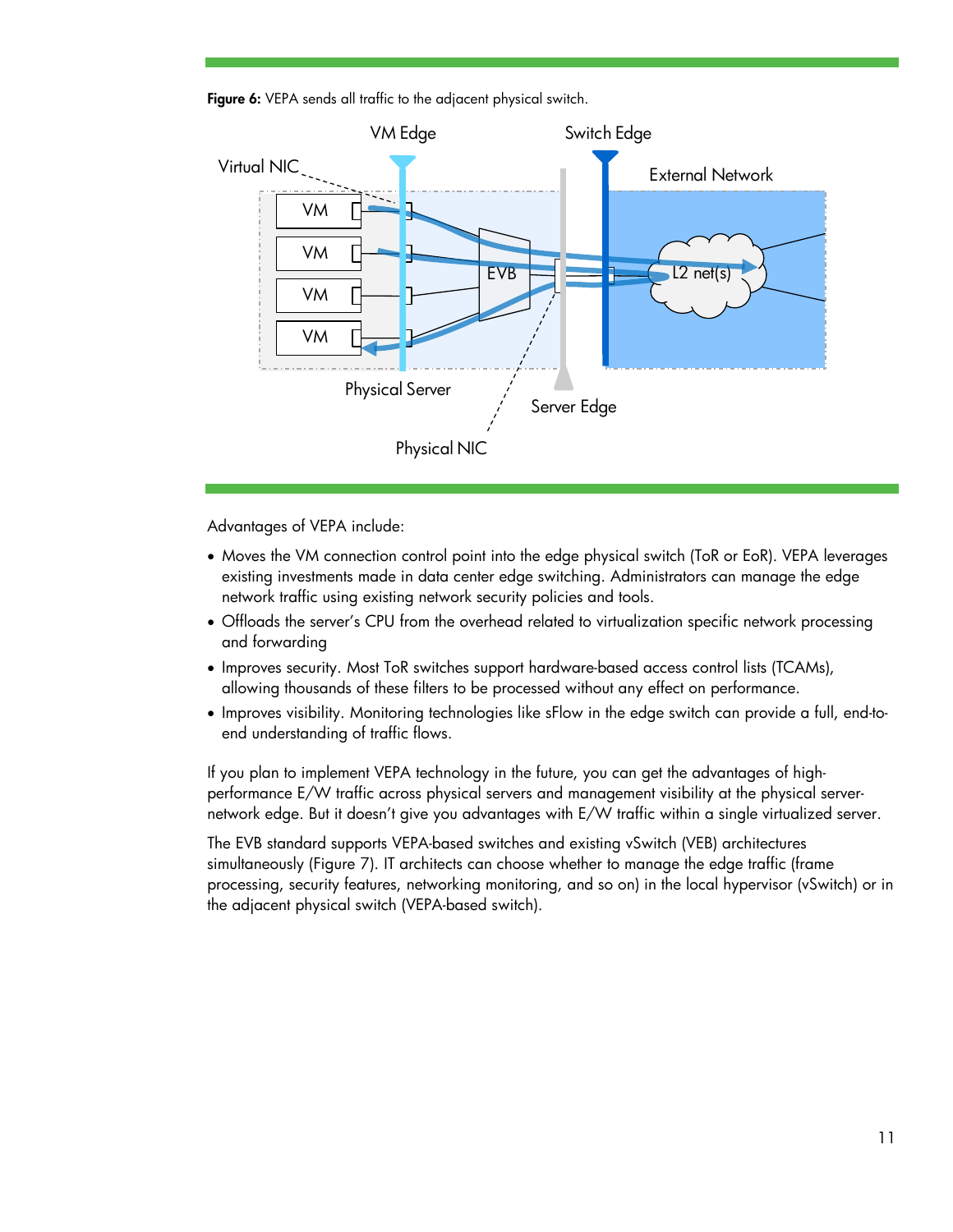**Figure 6:** VEPA sends all traffic to the adjacent physical switch.

Advantages of VEPA include:

- Moves the VM connection control point into the edge physical switch (ToR or EoR). VEPA leverages existing investments made in data center edge switching. Administrators can manage the edge network traffic using existing network security policies and tools.
- Offloads the server's CPU from the overhead related to virtualization specific network processing and forwarding
- Improves security. Most ToR switches support hardware-based access control lists (TCAMs), allowing thousands of these filters to be processed without any effect on performance.
- Improves visibility. Monitoring technologies like sFlow in the edge switch can provide a full, end-to-end understanding of traffic flows.

If you plan to implement VEPA technology in the future, you can get the advantages of high-performance E/W traffic across physical servers and management visibility at the physical server-network edge. But it doesn't give you advantages with E/W traffic within a single virtualized server.

The EVB standard supports VEPA-based switches and existing vSwitch (VEB) architectures simultaneously (Figure 7). IT architects can choose whether to manage the edge traffic (frame processing, security features, networking monitoring, and so on) in the local hypervisor (vSwitch) or in the adjacent physical switch (VEPA-based switch).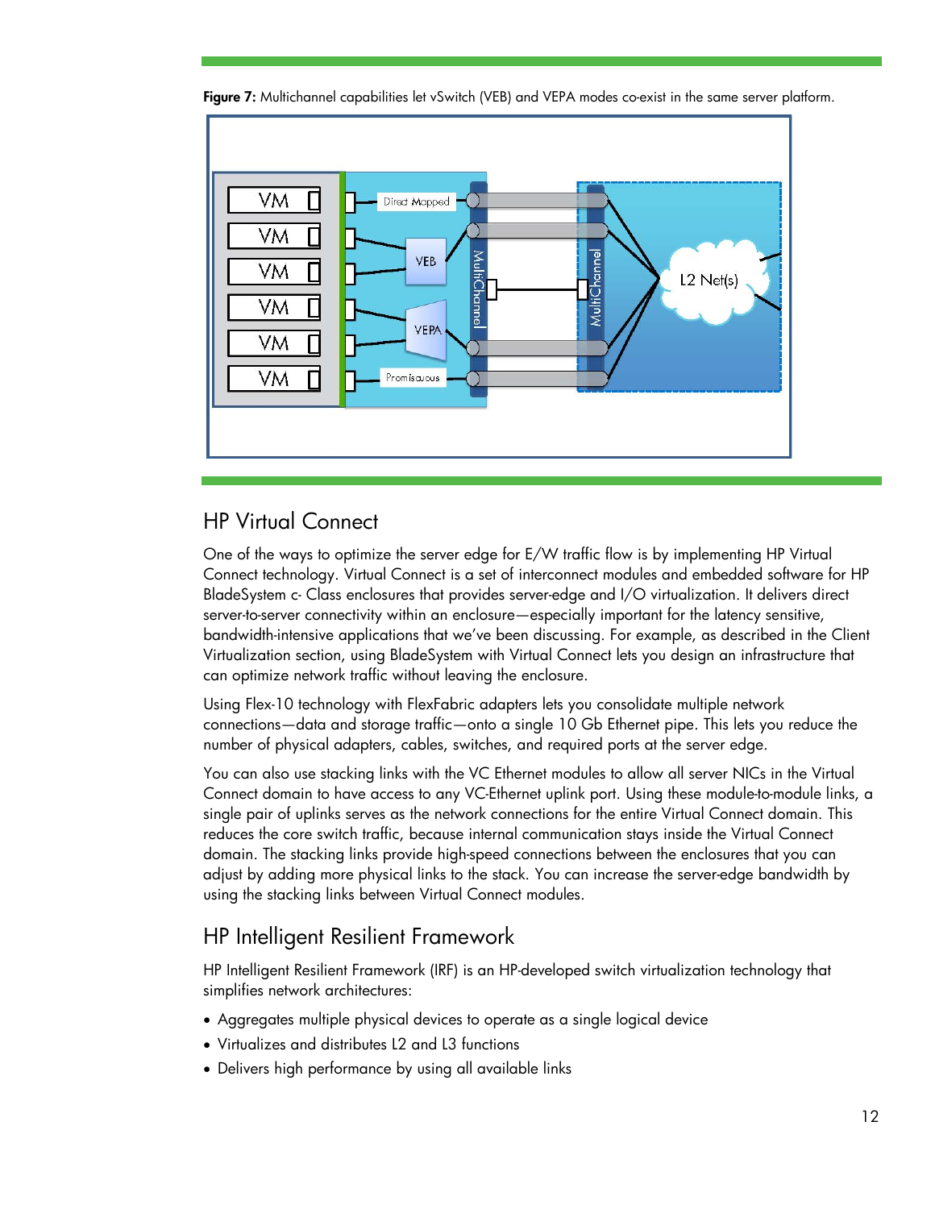**Figure 7:** Multichannel capabilities let vSwitch (VEB) and VEPA modes co-exist in the same server platform.

## HP Virtual Connect

One of the ways to optimize the server edge for E/W traffic flow is by implementing HP Virtual Connect technology. Virtual Connect is a set of interconnect modules and embedded software for HP BladeSystem c- Class enclosures that provides server-edge and I/O virtualization. It delivers direct server-to-server connectivity within an enclosure—especially important for the latency sensitive, bandwidth-intensive applications that we've been discussing. For example, as described in the Client Virtualization section, using BladeSystem with Virtual Connect lets you design an infrastructure that can optimize network traffic without leaving the enclosure.

Using Flex-10 technology with FlexFabric adapters lets you consolidate multiple network connections—data and storage traffic—onto a single 10 Gb Ethernet pipe. This lets you reduce the number of physical adapters, cables, switches, and required ports at the server edge.

You can also use stacking links with the VC Ethernet modules to allow all server NICs in the Virtual Connect domain to have access to any VC-Ethernet uplink port. Using these module-to-module links, a single pair of uplinks serves as the network connections for the entire Virtual Connect domain. This reduces the core switch traffic, because internal communication stays inside the Virtual Connect domain. The stacking links provide high-speed connections between the enclosures that you can adjust by adding more physical links to the stack. You can increase the server-edge bandwidth by using the stacking links between Virtual Connect modules.

## HP Intelligent Resilient Framework

HP Intelligent Resilient Framework (IRF) is an HP-developed switch virtualization technology that simplifies network architectures:

- Aggregates multiple physical devices to operate as a single logical device
- Virtualizes and distributes L2 and L3 functions
- Delivers high performance by using all available links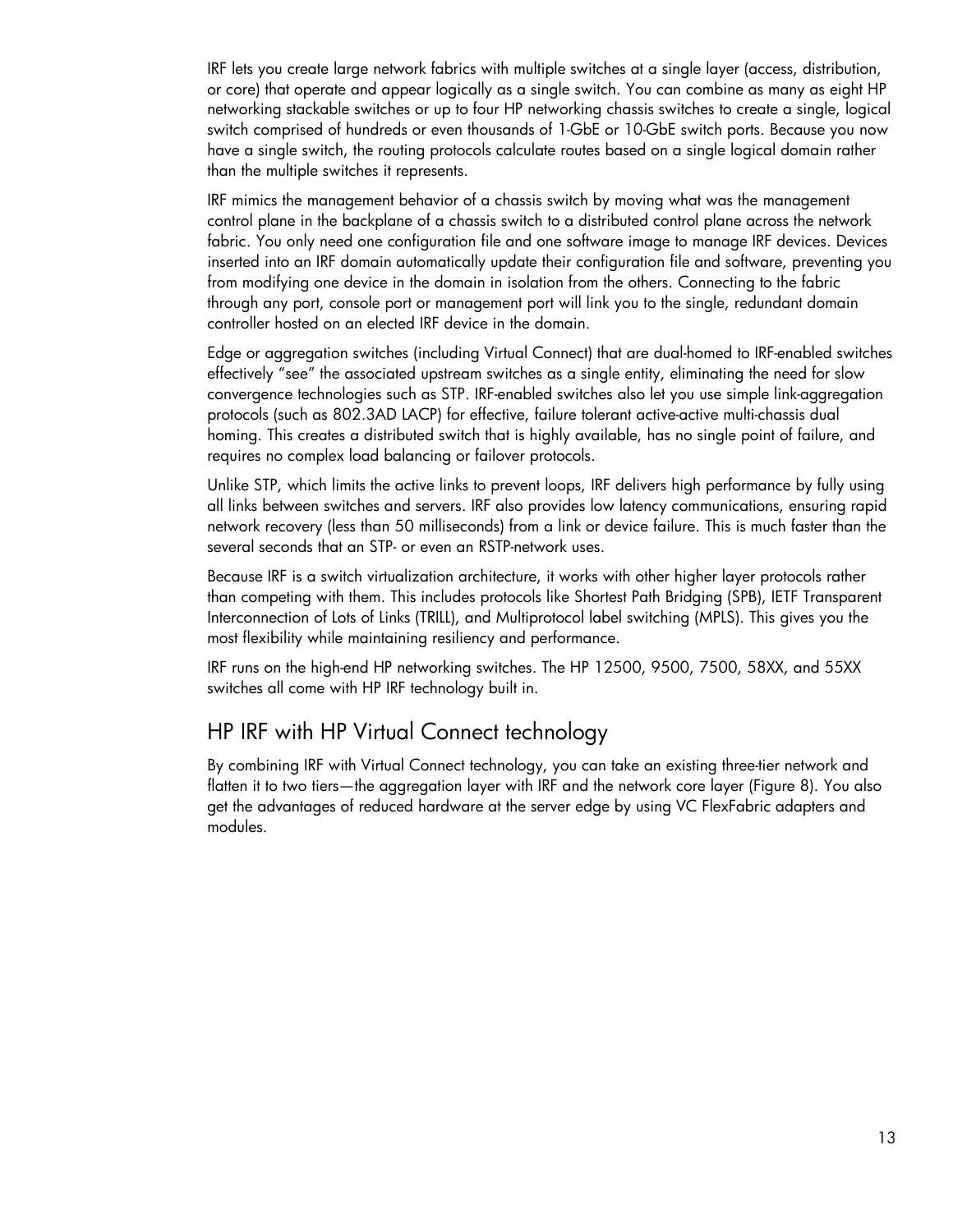IRF lets you create large network fabrics with multiple switches at a single layer (access, distribution, or core) that operate and appear logically as a single switch. You can combine as many as eight HP networking stackable switches or up to four HP networking chassis switches to create a single, logical switch comprised of hundreds or even thousands of 1-GbE or 10-GbE switch ports. Because you now have a single switch, the routing protocols calculate routes based on a single logical domain rather than the multiple switches it represents.

IRF mimics the management behavior of a chassis switch by moving what was the management control plane in the backplane of a chassis switch to a distributed control plane across the network fabric. You only need one configuration file and one software image to manage IRF devices. Devices inserted into an IRF domain automatically update their configuration file and software, preventing you from modifying one device in the domain in isolation from the others. Connecting to the fabric through any port, console port or management port will link you to the single, redundant domain controller hosted on an elected IRF device in the domain.

Edge or aggregation switches (including Virtual Connect) that are dual-homed to IRF-enabled switches effectively “see” the associated upstream switches as a single entity, eliminating the need for slow convergence technologies such as STP. IRF-enabled switches also let you use simple link-aggregation protocols (such as 802.3AD LACP) for effective, failure tolerant active-active multi-chassis dual homing. This creates a distributed switch that is highly available, has no single point of failure, and requires no complex load balancing or failover protocols.

Unlike STP, which limits the active links to prevent loops, IRF delivers high performance by fully using all links between switches and servers. IRF also provides low latency communications, ensuring rapid network recovery (less than 50 milliseconds) from a link or device failure. This is much faster than the several seconds that an STP- or even an RSTP-network uses.

Because IRF is a switch virtualization architecture, it works with other higher layer protocols rather than competing with them. This includes protocols like Shortest Path Bridging (SPB), IETF Transparent Interconnection of Lots of Links (TRILL), and Multiprotocol label switching (MPLS). This gives you the most flexibility while maintaining resiliency and performance.

IRF runs on the high-end HP networking switches. The HP 12500, 9500, 7500, 58XX, and 55XX switches all come with HP IRF technology built in.

## HP IRF with HP Virtual Connect technology

By combining IRF with Virtual Connect technology, you can take an existing three-tier network and flatten it to two tiers—the aggregation layer with IRF and the network core layer (Figure 8). You also get the advantages of reduced hardware at the server edge by using VC FlexFabric adapters and modules.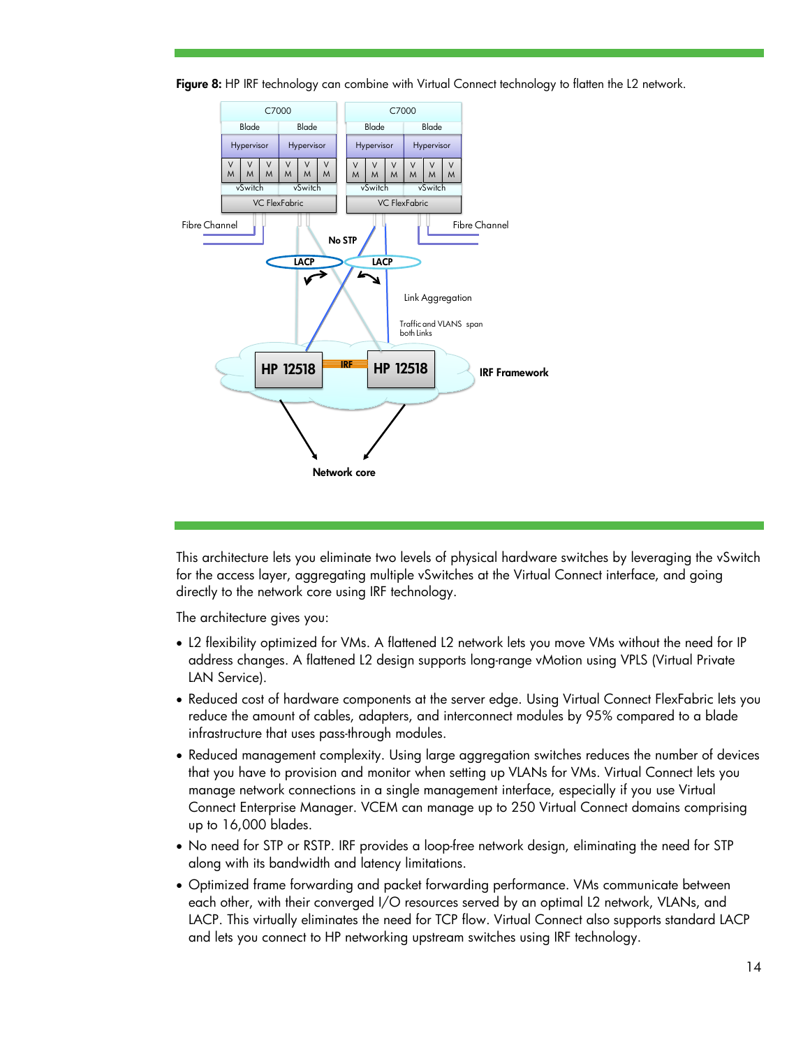**Figure 8:** HP IRF technology can combine with Virtual Connect technology to flatten the L2 network.

This architecture lets you eliminate two levels of physical hardware switches by leveraging the vSwitch for the access layer, aggregating multiple vSwitches at the Virtual Connect interface, and going directly to the network core using IRF technology.

The architecture gives you:

- L2 flexibility optimized for VMs. A flattened L2 network lets you move VMs without the need for IP address changes. A flattened L2 design supports long-range vMotion using VPLS (Virtual Private LAN Service).
- Reduced cost of hardware components at the server edge. Using Virtual Connect FlexFabric lets you reduce the amount of cables, adapters, and interconnect modules by 95% compared to a blade infrastructure that uses pass-through modules.
- Reduced management complexity. Using large aggregation switches reduces the number of devices that you have to provision and monitor when setting up VLANs for VMs. Virtual Connect lets you manage network connections in a single management interface, especially if you use Virtual Connect Enterprise Manager. VCEM can manage up to 250 Virtual Connect domains comprising up to 16,000 blades.
- No need for STP or RSTP. IRF provides a loop-free network design, eliminating the need for STP along with its bandwidth and latency limitations.
- Optimized frame forwarding and packet forwarding performance. VMs communicate between each other, with their converged I/O resources served by an optimal L2 network, VLANs, and LACP. This virtually eliminates the need for TCP flow. Virtual Connect also supports standard LACP and lets you connect to HP networking upstream switches using IRF technology.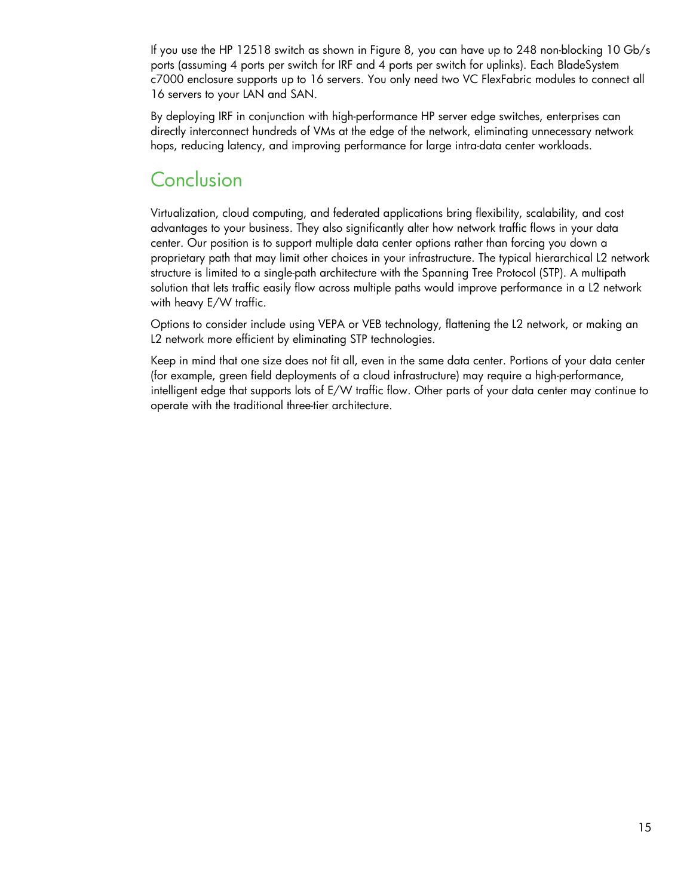If you use the HP 12518 switch as shown in Figure 8, you can have up to 248 non-blocking 10 Gb/s ports (assuming 4 ports per switch for IRF and 4 ports per switch for uplinks). Each BladeSystem c7000 enclosure supports up to 16 servers. You only need two VC FlexFabric modules to connect all 16 servers to your LAN and SAN.

By deploying IRF in conjunction with high-performance HP server edge switches, enterprises can directly interconnect hundreds of VMs at the edge of the network, eliminating unnecessary network hops, reducing latency, and improving performance for large intra-data center workloads.

## Conclusion

Virtualization, cloud computing, and federated applications bring flexibility, scalability, and cost advantages to your business. They also significantly alter how network traffic flows in your data center. Our position is to support multiple data center options rather than forcing you down a proprietary path that may limit other choices in your infrastructure. The typical hierarchical L2 network structure is limited to a single-path architecture with the Spanning Tree Protocol (STP). A multipath solution that lets traffic easily flow across multiple paths would improve performance in a L2 network with heavy E/W traffic.

Options to consider include using VEPA or VEB technology, flattening the L2 network, or making an L2 network more efficient by eliminating STP technologies.

Keep in mind that one size does not fit all, even in the same data center. Portions of your data center (for example, green field deployments of a cloud infrastructure) may require a high-performance, intelligent edge that supports lots of E/W traffic flow. Other parts of your data center may continue to operate with the traditional three-tier architecture.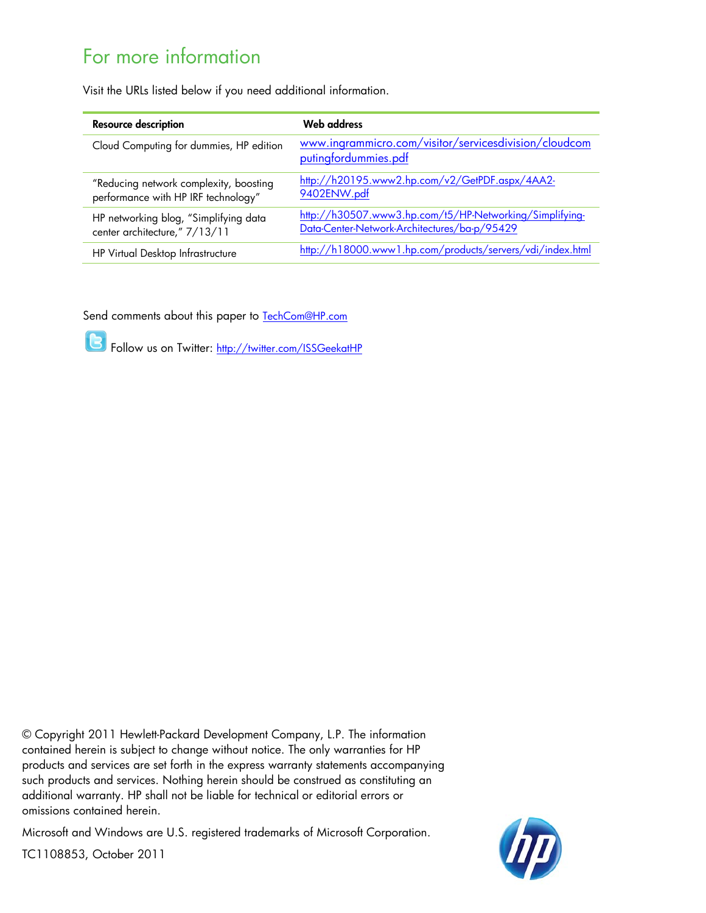## For more information

Visit the URLs listed below if you need additional information.

| Resource description | Web address |
|---|---|
| Cloud Computing for dummies, HP edition | www.ingrammicro.com/visitor/servicesdivision/cloudcomputingfordummies.pdf |
| “Reducing network complexity, boosting performance with HP IRF technology” | http://h20195.www2.hp.com/v2/GetPDF.aspx/4AA2-9402ENW.pdf |
| HP networking blog, “Simplifying data center architecture,” 7/13/11 | http://h30507.www3.hp.com/t5/HP-Networking/Simplifying-Data-Center-Network-Architectures/ba-p/95429 |
| HP Virtual Desktop Infrastructure | http://h18000.www1.hp.com/products/servers/vdi/index.html |

Send comments about this paper to TechCom@HP.com

Follow us on Twitter: http://twitter.com/ISSGeekatHP

© Copyright 2011 Hewlett-Packard Development Company, L.P. The information contained herein is subject to change without notice. The only warranties for HP products and services are set forth in the express warranty statements accompanying such products and services. Nothing herein should be construed as constituting an additional warranty. HP shall not be liable for technical or editorial errors or omissions contained herein.

Microsoft and Windows are U.S. registered trademarks of Microsoft Corporation.

TC1108853, October 2011